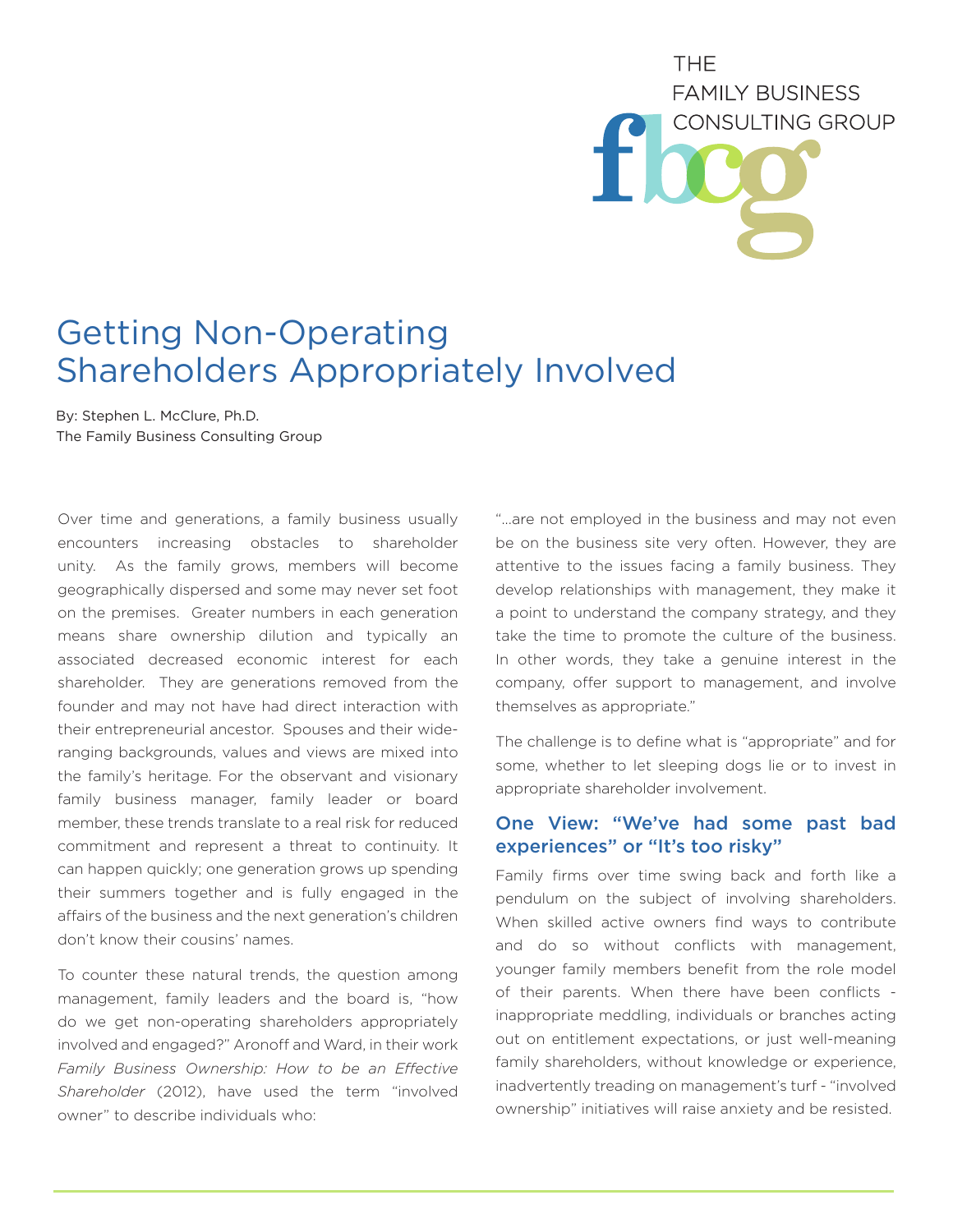THE FAMILY BUSINESS CONSULTING GROUP

# Getting Non-Operating Shareholders Appropriately Involved

By: Stephen L. McClure, Ph.D.
The Family Business Consulting Group

Over time and generations, a family business usually encounters increasing obstacles to shareholder unity. As the family grows, members will become geographically dispersed and some may never set foot on the premises. Greater numbers in each generation means share ownership dilution and typically an associated decreased economic interest for each shareholder. They are generations removed from the founder and may not have had direct interaction with their entrepreneurial ancestor. Spouses and their wide-ranging backgrounds, values and views are mixed into the family's heritage. For the observant and visionary family business manager, family leader or board member, these trends translate to a real risk for reduced commitment and represent a threat to continuity. It can happen quickly; one generation grows up spending their summers together and is fully engaged in the affairs of the business and the next generation's children don't know their cousins' names.

To counter these natural trends, the question among management, family leaders and the board is, "how do we get non-operating shareholders appropriately involved and engaged?" Aronoff and Ward, in their work *Family Business Ownership: How to be an Effective Shareholder* (2012), have used the term "involved owner" to describe individuals who:

"...are not employed in the business and may not even be on the business site very often. However, they are attentive to the issues facing a family business. They develop relationships with management, they make it a point to understand the company strategy, and they take the time to promote the culture of the business. In other words, they take a genuine interest in the company, offer support to management, and involve themselves as appropriate."

The challenge is to define what is "appropriate" and for some, whether to let sleeping dogs lie or to invest in appropriate shareholder involvement.

## One View: "We've had some past bad experiences" or "It's too risky"

Family firms over time swing back and forth like a pendulum on the subject of involving shareholders. When skilled active owners find ways to contribute and do so without conflicts with management, younger family members benefit from the role model of their parents. When there have been conflicts - inappropriate meddling, individuals or branches acting out on entitlement expectations, or just well-meaning family shareholders, without knowledge or experience, inadvertently treading on management's turf - "involved ownership" initiatives will raise anxiety and be resisted.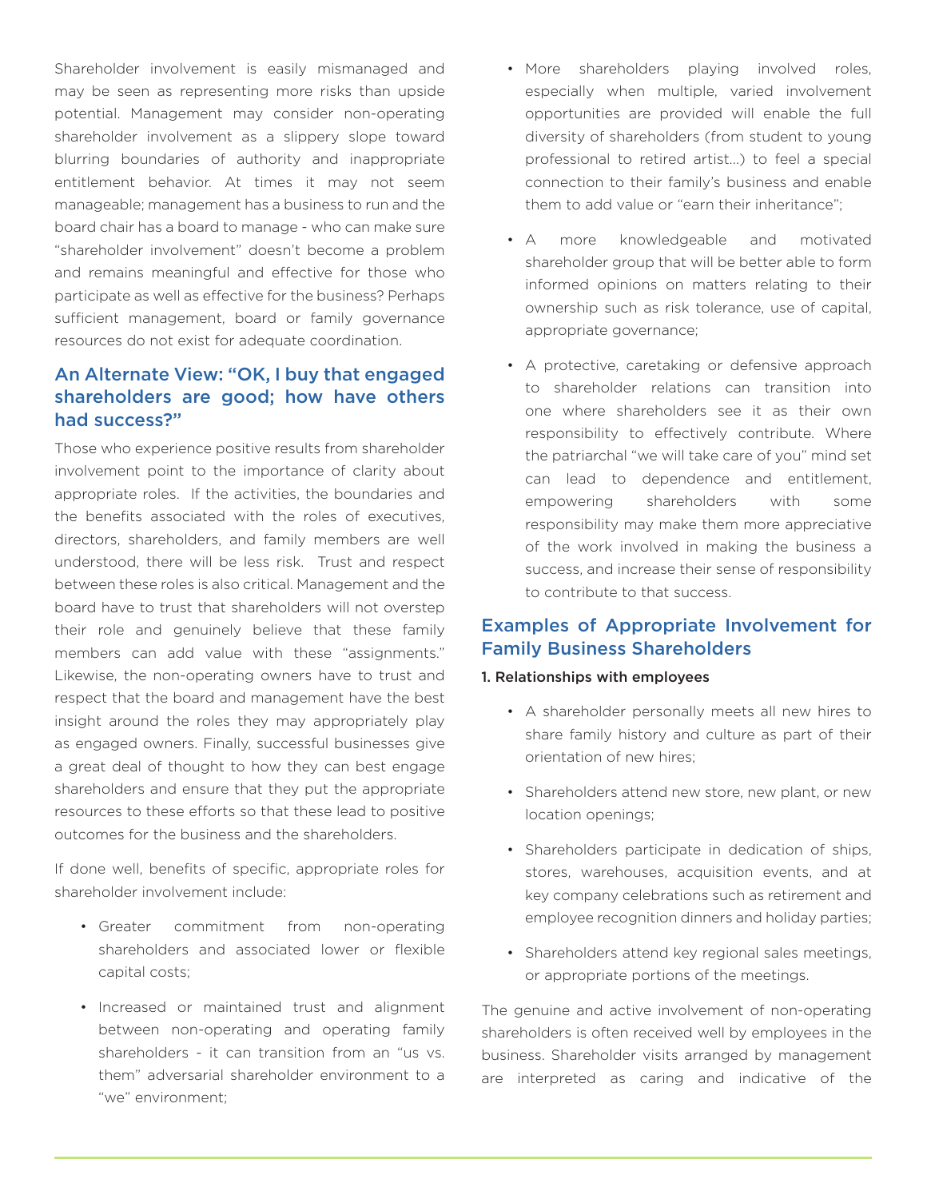Shareholder involvement is easily mismanaged and may be seen as representing more risks than upside potential. Management may consider non-operating shareholder involvement as a slippery slope toward blurring boundaries of authority and inappropriate entitlement behavior. At times it may not seem manageable; management has a business to run and the board chair has a board to manage - who can make sure "shareholder involvement" doesn't become a problem and remains meaningful and effective for those who participate as well as effective for the business? Perhaps sufficient management, board or family governance resources do not exist for adequate coordination.

## An Alternate View: "OK, I buy that engaged shareholders are good; how have others had success?"

Those who experience positive results from shareholder involvement point to the importance of clarity about appropriate roles. If the activities, the boundaries and the benefits associated with the roles of executives, directors, shareholders, and family members are well understood, there will be less risk. Trust and respect between these roles is also critical. Management and the board have to trust that shareholders will not overstep their role and genuinely believe that these family members can add value with these "assignments." Likewise, the non-operating owners have to trust and respect that the board and management have the best insight around the roles they may appropriately play as engaged owners. Finally, successful businesses give a great deal of thought to how they can best engage shareholders and ensure that they put the appropriate resources to these efforts so that these lead to positive outcomes for the business and the shareholders.

If done well, benefits of specific, appropriate roles for shareholder involvement include:

- Greater commitment from non-operating shareholders and associated lower or flexible capital costs;
- Increased or maintained trust and alignment between non-operating and operating family shareholders - it can transition from an "us vs. them" adversarial shareholder environment to a "we" environment;
- More shareholders playing involved roles, especially when multiple, varied involvement opportunities are provided will enable the full diversity of shareholders (from student to young professional to retired artist...) to feel a special connection to their family's business and enable them to add value or "earn their inheritance";
- A more knowledgeable and motivated shareholder group that will be better able to form informed opinions on matters relating to their ownership such as risk tolerance, use of capital, appropriate governance;
- A protective, caretaking or defensive approach to shareholder relations can transition into one where shareholders see it as their own responsibility to effectively contribute. Where the patriarchal "we will take care of you" mind set can lead to dependence and entitlement, empowering shareholders with some responsibility may make them more appreciative of the work involved in making the business a success, and increase their sense of responsibility to contribute to that success.

## Examples of Appropriate Involvement for Family Business Shareholders

**1. Relationships with employees**

- A shareholder personally meets all new hires to share family history and culture as part of their orientation of new hires;
- Shareholders attend new store, new plant, or new location openings;
- Shareholders participate in dedication of ships, stores, warehouses, acquisition events, and at key company celebrations such as retirement and employee recognition dinners and holiday parties;
- Shareholders attend key regional sales meetings, or appropriate portions of the meetings.

The genuine and active involvement of non-operating shareholders is often received well by employees in the business. Shareholder visits arranged by management are interpreted as caring and indicative of the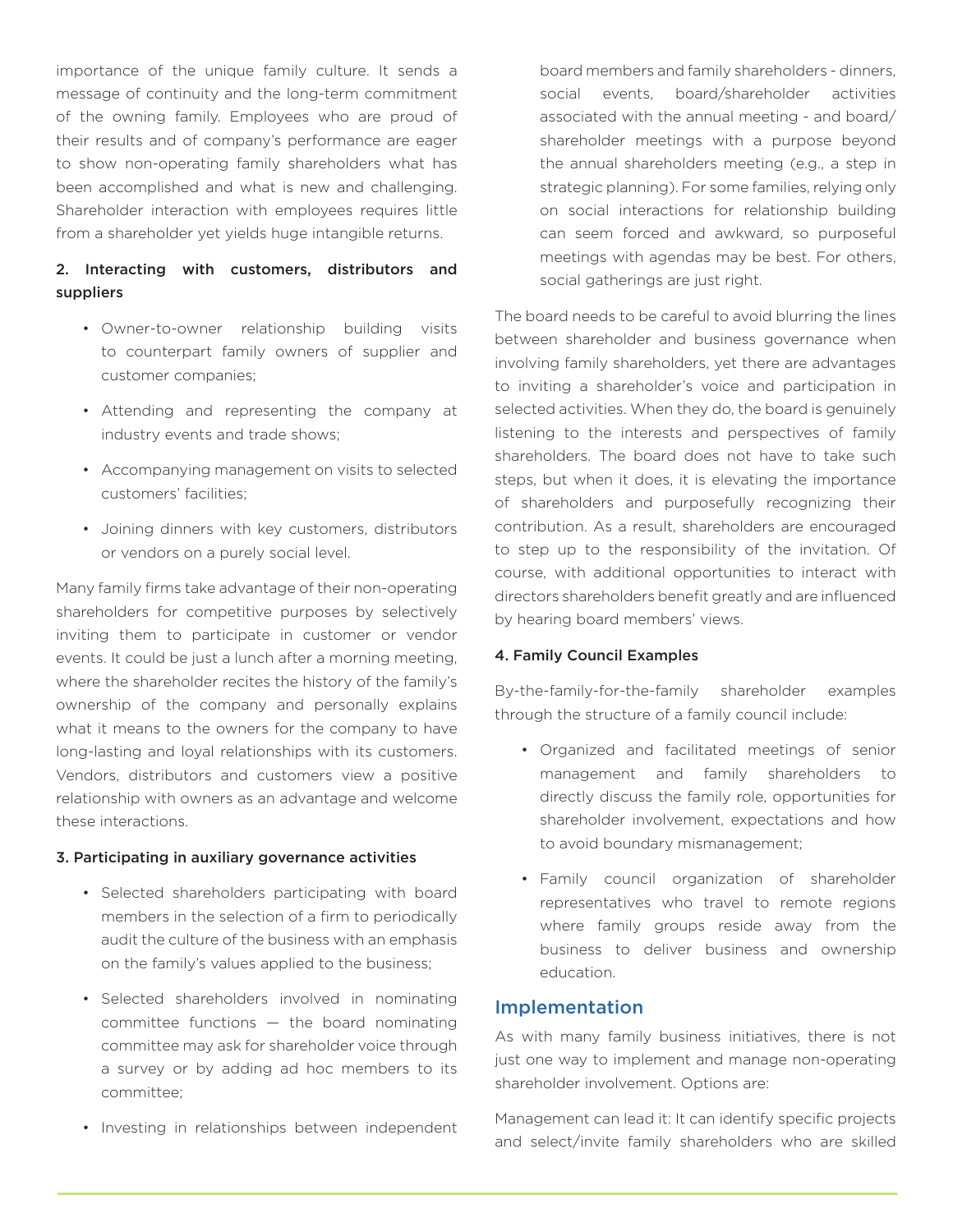importance of the unique family culture. It sends a message of continuity and the long-term commitment of the owning family. Employees who are proud of their results and of company's performance are eager to show non-operating family shareholders what has been accomplished and what is new and challenging. Shareholder interaction with employees requires little from a shareholder yet yields huge intangible returns.

### 2. Interacting with customers, distributors and suppliers

- Owner-to-owner relationship building visits to counterpart family owners of supplier and customer companies;
- Attending and representing the company at industry events and trade shows;
- Accompanying management on visits to selected customers' facilities;
- Joining dinners with key customers, distributors or vendors on a purely social level.

Many family firms take advantage of their non-operating shareholders for competitive purposes by selectively inviting them to participate in customer or vendor events. It could be just a lunch after a morning meeting, where the shareholder recites the history of the family's ownership of the company and personally explains what it means to the owners for the company to have long-lasting and loyal relationships with its customers. Vendors, distributors and customers view a positive relationship with owners as an advantage and welcome these interactions.

### 3. Participating in auxiliary governance activities

- Selected shareholders participating with board members in the selection of a firm to periodically audit the culture of the business with an emphasis on the family's values applied to the business;
- Selected shareholders involved in nominating committee functions — the board nominating committee may ask for shareholder voice through a survey or by adding ad hoc members to its committee;
- Investing in relationships between independent board members and family shareholders - dinners, social events, board/shareholder activities associated with the annual meeting - and board/shareholder meetings with a purpose beyond the annual shareholders meeting (e.g., a step in strategic planning). For some families, relying only on social interactions for relationship building can seem forced and awkward, so purposeful meetings with agendas may be best. For others, social gatherings are just right.

The board needs to be careful to avoid blurring the lines between shareholder and business governance when involving family shareholders, yet there are advantages to inviting a shareholder's voice and participation in selected activities. When they do, the board is genuinely listening to the interests and perspectives of family shareholders. The board does not have to take such steps, but when it does, it is elevating the importance of shareholders and purposefully recognizing their contribution. As a result, shareholders are encouraged to step up to the responsibility of the invitation. Of course, with additional opportunities to interact with directors shareholders benefit greatly and are influenced by hearing board members' views.

### 4. Family Council Examples

By-the-family-for-the-family shareholder examples through the structure of a family council include:

- Organized and facilitated meetings of senior management and family shareholders to directly discuss the family role, opportunities for shareholder involvement, expectations and how to avoid boundary mismanagement;
- Family council organization of shareholder representatives who travel to remote regions where family groups reside away from the business to deliver business and ownership education.

## Implementation

As with many family business initiatives, there is not just one way to implement and manage non-operating shareholder involvement. Options are:

Management can lead it: It can identify specific projects and select/invite family shareholders who are skilled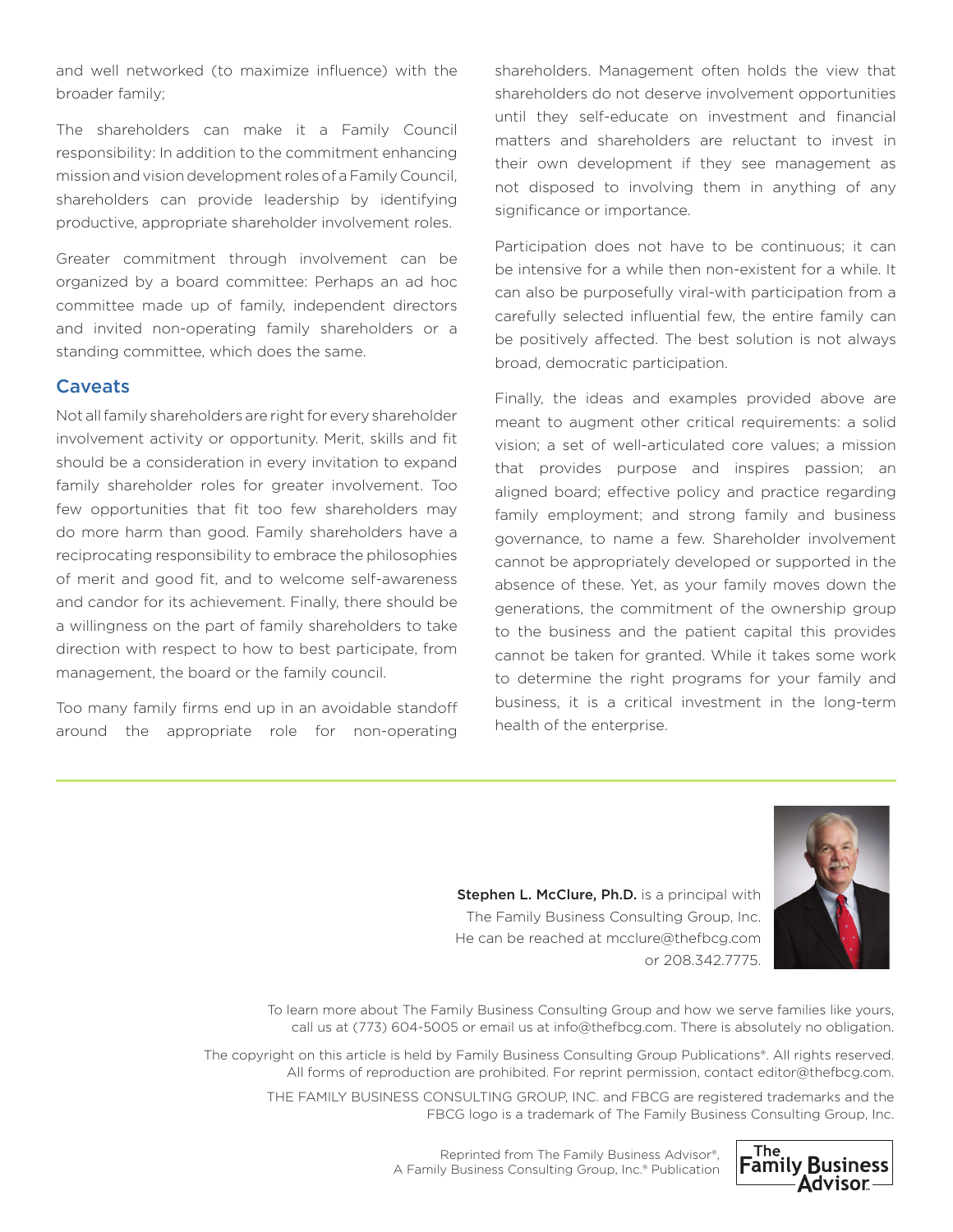and well networked (to maximize influence) with the broader family;

The shareholders can make it a Family Council responsibility: In addition to the commitment enhancing mission and vision development roles of a Family Council, shareholders can provide leadership by identifying productive, appropriate shareholder involvement roles.

Greater commitment through involvement can be organized by a board committee: Perhaps an ad hoc committee made up of family, independent directors and invited non-operating family shareholders or a standing committee, which does the same.

## Caveats

Not all family shareholders are right for every shareholder involvement activity or opportunity. Merit, skills and fit should be a consideration in every invitation to expand family shareholder roles for greater involvement. Too few opportunities that fit too few shareholders may do more harm than good. Family shareholders have a reciprocating responsibility to embrace the philosophies of merit and good fit, and to welcome self-awareness and candor for its achievement. Finally, there should be a willingness on the part of family shareholders to take direction with respect to how to best participate, from management, the board or the family council.

Too many family firms end up in an avoidable standoff around the appropriate role for non-operating shareholders. Management often holds the view that shareholders do not deserve involvement opportunities until they self-educate on investment and financial matters and shareholders are reluctant to invest in their own development if they see management as not disposed to involving them in anything of any significance or importance.

Participation does not have to be continuous; it can be intensive for a while then non-existent for a while. It can also be purposefully viral-with participation from a carefully selected influential few, the entire family can be positively affected. The best solution is not always broad, democratic participation.

Finally, the ideas and examples provided above are meant to augment other critical requirements: a solid vision; a set of well-articulated core values; a mission that provides purpose and inspires passion; an aligned board; effective policy and practice regarding family employment; and strong family and business governance, to name a few. Shareholder involvement cannot be appropriately developed or supported in the absence of these. Yet, as your family moves down the generations, the commitment of the ownership group to the business and the patient capital this provides cannot be taken for granted. While it takes some work to determine the right programs for your family and business, it is a critical investment in the long-term health of the enterprise.

---

**Stephen L. McClure, Ph.D.** is a principal with The Family Business Consulting Group, Inc. He can be reached at mcclure@thefbcg.com or 208.342.7775.

To learn more about The Family Business Consulting Group and how we serve families like yours, call us at (773) 604-5005 or email us at info@thefbcg.com. There is absolutely no obligation.

The copyright on this article is held by Family Business Consulting Group Publications®. All rights reserved. All forms of reproduction are prohibited. For reprint permission, contact editor@thefbcg.com.

THE FAMILY BUSINESS CONSULTING GROUP, INC. and FBCG are registered trademarks and the FBCG logo is a trademark of The Family Business Consulting Group, Inc.

Reprinted from The Family Business Advisor®, A Family Business Consulting Group, Inc.® Publication

The Family Business Advisor